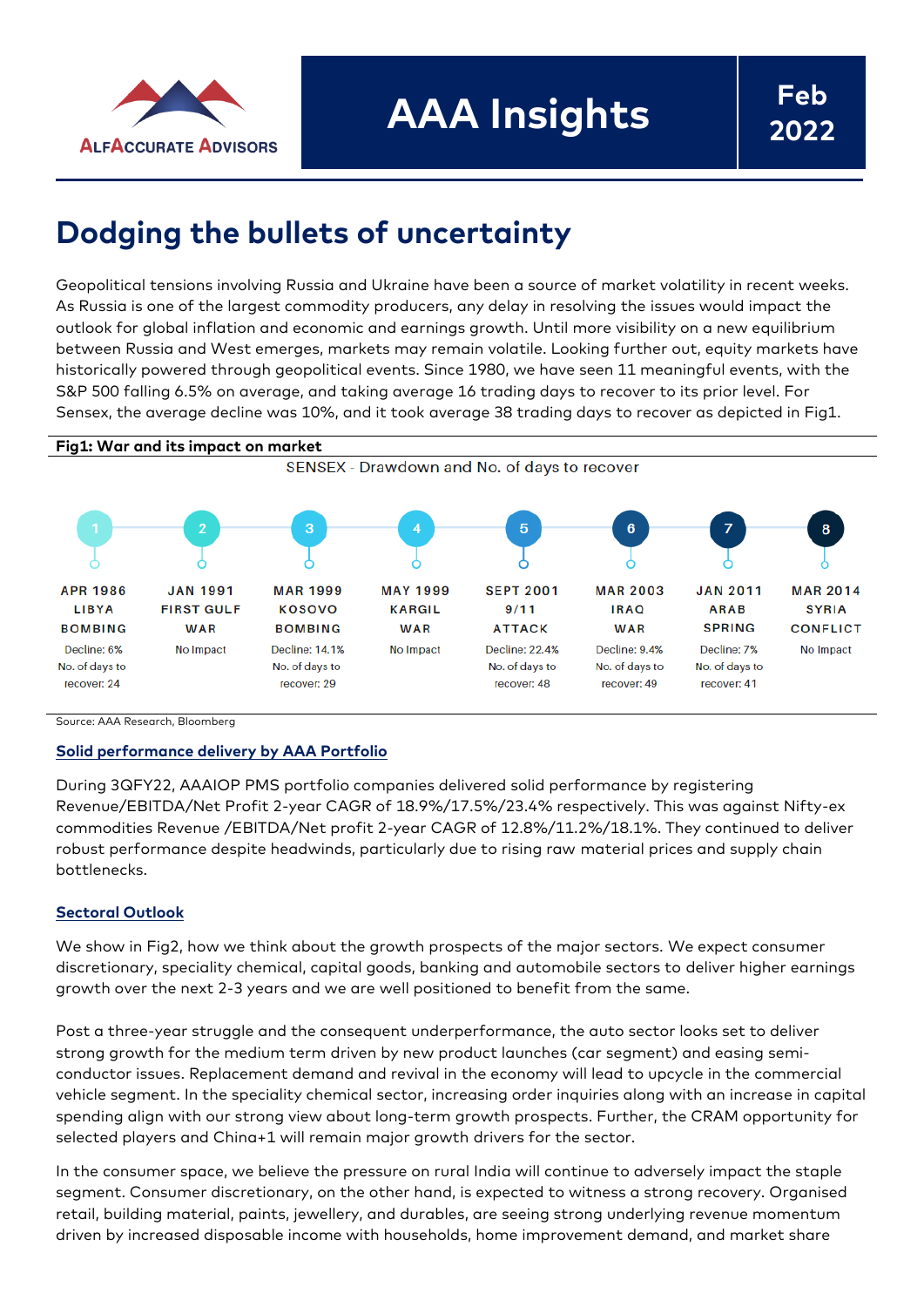# Dodging the bullets of uncertainty

Geopolitical tensions involving Russia and Ukraine have been a source of market volatility in recent weeks. As Russia is one of the largest commodity producers, any delay in resolving the issues would impact the outlook for global inflation and economic and earnings growth. Until more visibility on a new equilibrium between Russia and West emerges, markets may remain volatile. Looking further out, equity markets have historically powered through geopolitical events. Since 1980, we have seen 11 meaningful events, with the S&P 500 falling 6.5% on average, and taking average 16 trading days to recover to its prior level. For Sensex, the average decline was 10%, and it took average 38 trading days to recover as depicted in Fig1.

**Fig1: War and its impact on market**

SENSEX - Drawdown and No. of days to recover

| # | Date | Event | Impact |
|---|---|---|---|
| 1 | APR 1986 | LIBYA BOMBING | Decline: 6%; No. of days to recover: 24 |
| 2 | JAN 1991 | FIRST GULF WAR | No Impact |
| 3 | MAR 1999 | KOSOVO BOMBING | Decline: 14.1%; No. of days to recover: 29 |
| 4 | MAY 1999 | KARGIL WAR | No Impact |
| 5 | SEPT 2001 | 9/11 ATTACK | Decline: 22.4%; No. of days to recover: 48 |
| 6 | MAR 2003 | IRAQ WAR | Decline: 9.4%; No. of days to recover: 49 |
| 7 | JAN 2011 | ARAB SPRING | Decline: 7%; No. of days to recover: 41 |
| 8 | MAR 2014 | SYRIA CONFLICT | No Impact |

Source: AAA Research, Bloomberg

## Solid performance delivery by AAA Portfolio

During 3QFY22, AAAIOP PMS portfolio companies delivered solid performance by registering Revenue/EBITDA/Net Profit 2-year CAGR of 18.9%/17.5%/23.4% respectively. This was against Nifty-ex commodities Revenue /EBITDA/Net profit 2-year CAGR of 12.8%/11.2%/18.1%. They continued to deliver robust performance despite headwinds, particularly due to rising raw material prices and supply chain bottlenecks.

## Sectoral Outlook

We show in Fig2, how we think about the growth prospects of the major sectors. We expect consumer discretionary, speciality chemical, capital goods, banking and automobile sectors to deliver higher earnings growth over the next 2-3 years and we are well positioned to benefit from the same.

Post a three-year struggle and the consequent underperformance, the auto sector looks set to deliver strong growth for the medium term driven by new product launches (car segment) and easing semi-conductor issues. Replacement demand and revival in the economy will lead to upcycle in the commercial vehicle segment. In the speciality chemical sector, increasing order inquiries along with an increase in capital spending align with our strong view about long-term growth prospects. Further, the CRAM opportunity for selected players and China+1 will remain major growth drivers for the sector.

In the consumer space, we believe the pressure on rural India will continue to adversely impact the staple segment. Consumer discretionary, on the other hand, is expected to witness a strong recovery. Organised retail, building material, paints, jewellery, and durables, are seeing strong underlying revenue momentum driven by increased disposable income with households, home improvement demand, and market share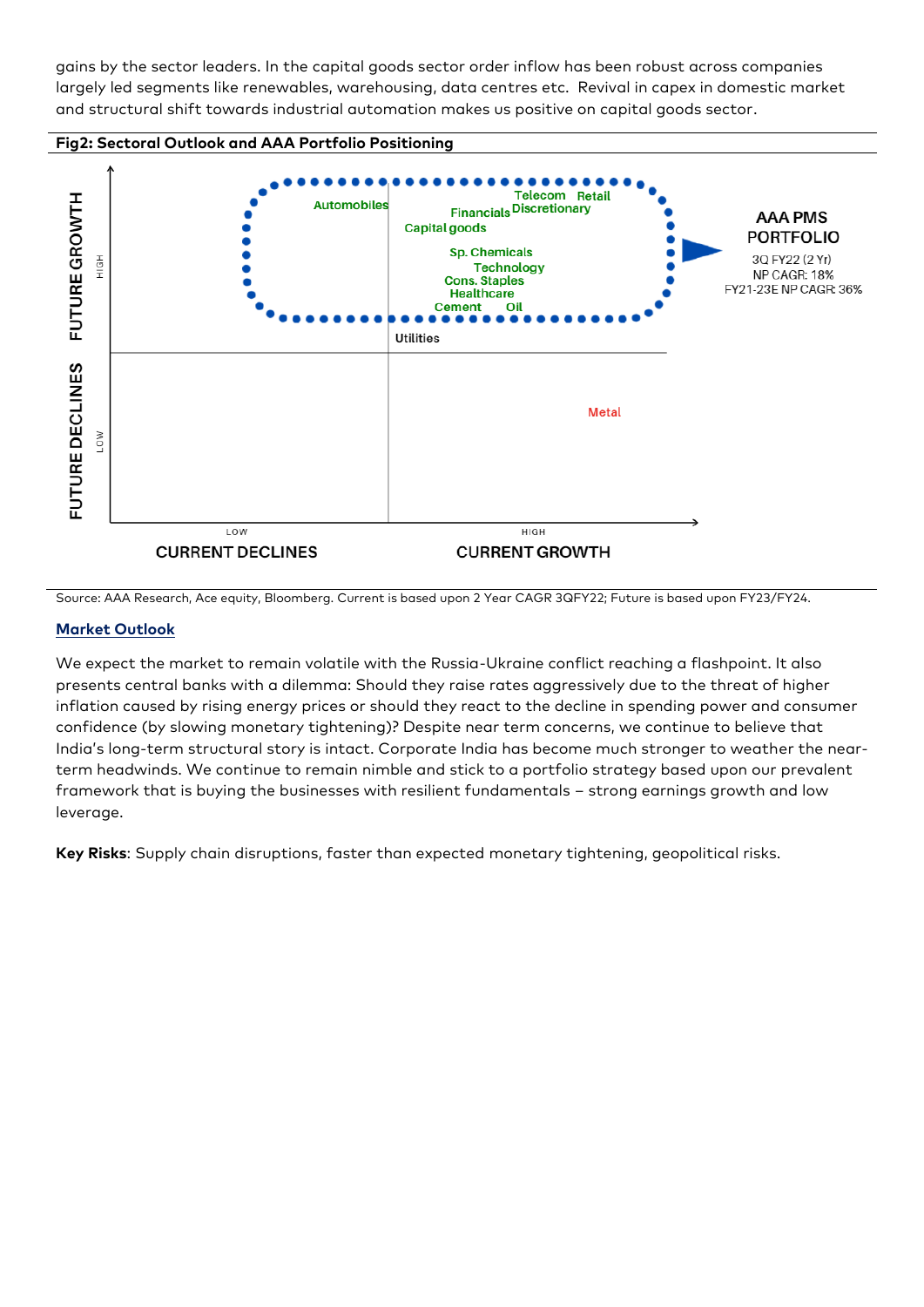gains by the sector leaders. In the capital goods sector order inflow has been robust across companies largely led segments like renewables, warehousing, data centres etc. Revival in capex in domestic market and structural shift towards industrial automation makes us positive on capital goods sector.

**Fig2: Sectoral Outlook and AAA Portfolio Positioning**

FUTURE GROWTH (HIGH) / FUTURE DECLINES (LOW) vs. CURRENT DECLINES (LOW) / CURRENT GROWTH (HIGH)

Automobiles, Telecom, Retail, Financials, Discretionary, Capital goods, Sp. Chemicals, Technology, Cons. Staples, Healthcare, Cement, Oil, Utilities, Metal

AAA PMS PORTFOLIO
3Q FY22 (2 Yr) NP CAGR: 18%
FY21-23E NP CAGR: 36%

Source: AAA Research, Ace equity, Bloomberg. Current is based upon 2 Year CAGR 3QFY22; Future is based upon FY23/FY24.

## Market Outlook

We expect the market to remain volatile with the Russia-Ukraine conflict reaching a flashpoint. It also presents central banks with a dilemma: Should they raise rates aggressively due to the threat of higher inflation caused by rising energy prices or should they react to the decline in spending power and consumer confidence (by slowing monetary tightening)? Despite near term concerns, we continue to believe that India's long-term structural story is intact. Corporate India has become much stronger to weather the near-term headwinds. We continue to remain nimble and stick to a portfolio strategy based upon our prevalent framework that is buying the businesses with resilient fundamentals – strong earnings growth and low leverage.

**Key Risks**: Supply chain disruptions, faster than expected monetary tightening, geopolitical risks.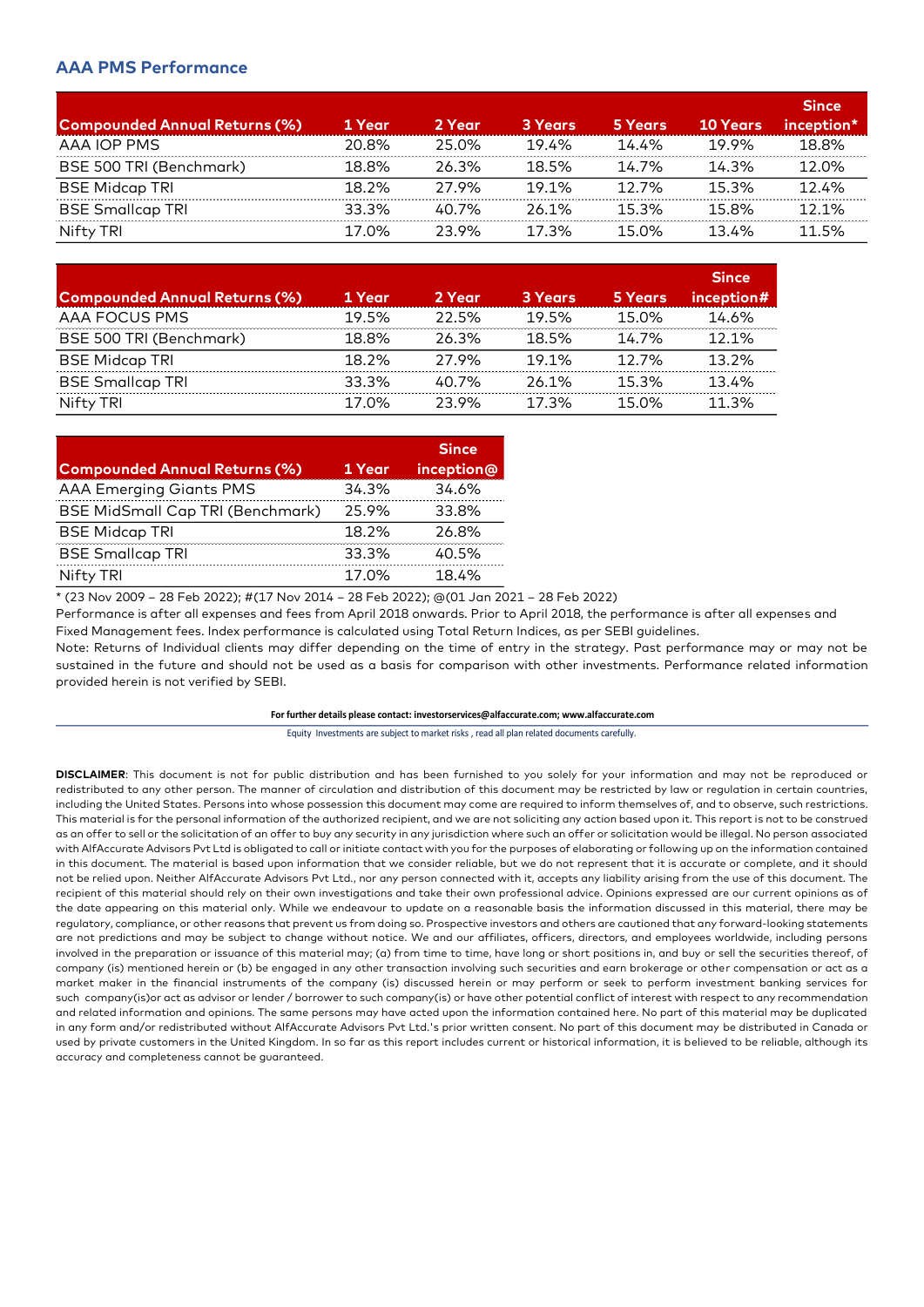## AAA PMS Performance

| Compounded Annual Returns (%) | 1 Year | 2 Year | 3 Years | 5 Years | 10 Years | Since inception* |
|---|---|---|---|---|---|---|
| AAA IOP PMS | 20.8% | 25.0% | 19.4% | 14.4% | 19.9% | 18.8% |
| BSE 500 TRI (Benchmark) | 18.8% | 26.3% | 18.5% | 14.7% | 14.3% | 12.0% |
| BSE Midcap TRI | 18.2% | 27.9% | 19.1% | 12.7% | 15.3% | 12.4% |
| BSE Smallcap TRI | 33.3% | 40.7% | 26.1% | 15.3% | 15.8% | 12.1% |
| Nifty TRI | 17.0% | 23.9% | 17.3% | 15.0% | 13.4% | 11.5% |

| Compounded Annual Returns (%) | 1 Year | 2 Year | 3 Years | 5 Years | Since inception# |
|---|---|---|---|---|---|
| AAA FOCUS PMS | 19.5% | 22.5% | 19.5% | 15.0% | 14.6% |
| BSE 500 TRI (Benchmark) | 18.8% | 26.3% | 18.5% | 14.7% | 12.1% |
| BSE Midcap TRI | 18.2% | 27.9% | 19.1% | 12.7% | 13.2% |
| BSE Smallcap TRI | 33.3% | 40.7% | 26.1% | 15.3% | 13.4% |
| Nifty TRI | 17.0% | 23.9% | 17.3% | 15.0% | 11.3% |

| Compounded Annual Returns (%) | 1 Year | Since inception@ |
|---|---|---|
| AAA Emerging Giants PMS | 34.3% | 34.6% |
| BSE MidSmall Cap TRI (Benchmark) | 25.9% | 33.8% |
| BSE Midcap TRI | 18.2% | 26.8% |
| BSE Smallcap TRI | 33.3% | 40.5% |
| Nifty TRI | 17.0% | 18.4% |

* (23 Nov 2009 – 28 Feb 2022); #(17 Nov 2014 – 28 Feb 2022); @(01 Jan 2021 – 28 Feb 2022)

Performance is after all expenses and fees from April 2018 onwards. Prior to April 2018, the performance is after all expenses and Fixed Management fees. Index performance is calculated using Total Return Indices, as per SEBI guidelines.

Note: Returns of Individual clients may differ depending on the time of entry in the strategy. Past performance may or may not be sustained in the future and should not be used as a basis for comparison with other investments. Performance related information provided herein is not verified by SEBI.

**For further details please contact: investorservices@alfaccurate.com; www.alfaccurate.com**

Equity Investments are subject to market risks , read all plan related documents carefully.

**DISCLAIMER**: This document is not for public distribution and has been furnished to you solely for your information and may not be reproduced or redistributed to any other person. The manner of circulation and distribution of this document may be restricted by law or regulation in certain countries, including the United States. Persons into whose possession this document may come are required to inform themselves of, and to observe, such restrictions. This material is for the personal information of the authorized recipient, and we are not soliciting any action based upon it. This report is not to be construed as an offer to sell or the solicitation of an offer to buy any security in any jurisdiction where such an offer or solicitation would be illegal. No person associated with AlfAccurate Advisors Pvt Ltd is obligated to call or initiate contact with you for the purposes of elaborating or following up on the information contained in this document. The material is based upon information that we consider reliable, but we do not represent that it is accurate or complete, and it should not be relied upon. Neither AlfAccurate Advisors Pvt Ltd., nor any person connected with it, accepts any liability arising from the use of this document. The recipient of this material should rely on their own investigations and take their own professional advice. Opinions expressed are our current opinions as of the date appearing on this material only. While we endeavour to update on a reasonable basis the information discussed in this material, there may be regulatory, compliance, or other reasons that prevent us from doing so. Prospective investors and others are cautioned that any forward-looking statements are not predictions and may be subject to change without notice. We and our affiliates, officers, directors, and employees worldwide, including persons involved in the preparation or issuance of this material may; (a) from time to time, have long or short positions in, and buy or sell the securities thereof, of company (is) mentioned herein or (b) be engaged in any other transaction involving such securities and earn brokerage or other compensation or act as a market maker in the financial instruments of the company (is) discussed herein or may perform or seek to perform investment banking services for such company(is)or act as advisor or lender / borrower to such company(is) or have other potential conflict of interest with respect to any recommendation and related information and opinions. The same persons may have acted upon the information contained here. No part of this material may be duplicated in any form and/or redistributed without AlfAccurate Advisors Pvt Ltd.'s prior written consent. No part of this document may be distributed in Canada or used by private customers in the United Kingdom. In so far as this report includes current or historical information, it is believed to be reliable, although its accuracy and completeness cannot be guaranteed.